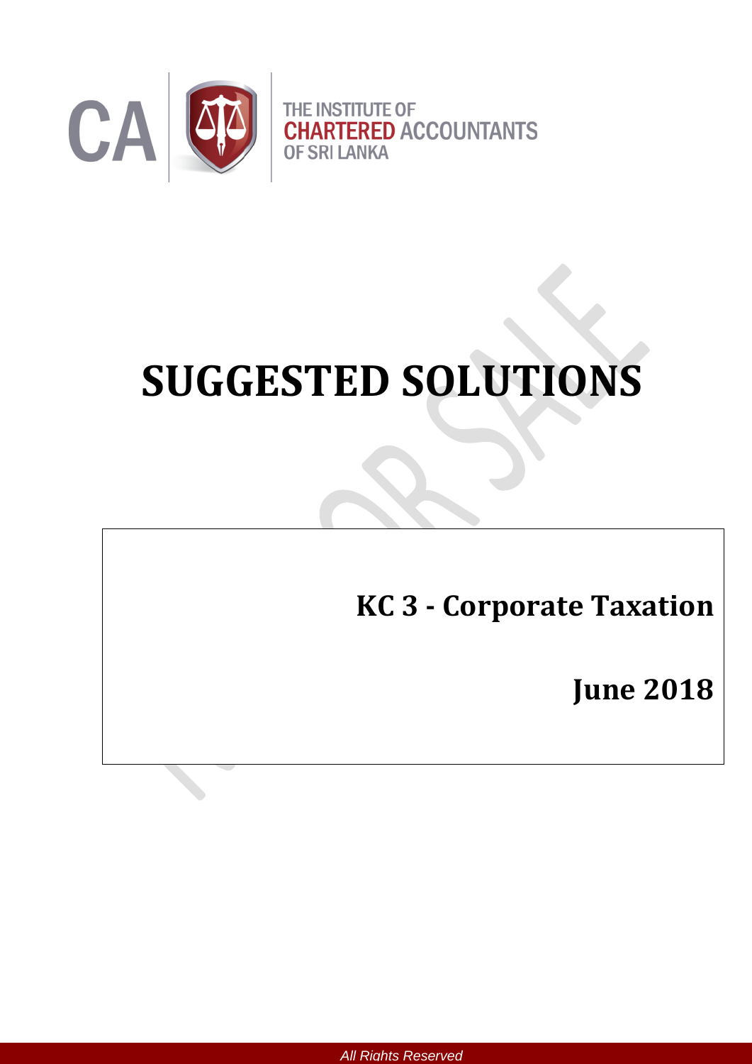THE INSTITUTE OF CHARTERED ACCOUNTANTS OF SRI LANKA

# SUGGESTED SOLUTIONS

## KC 3 - Corporate Taxation

## June 2018

All Rights Reserved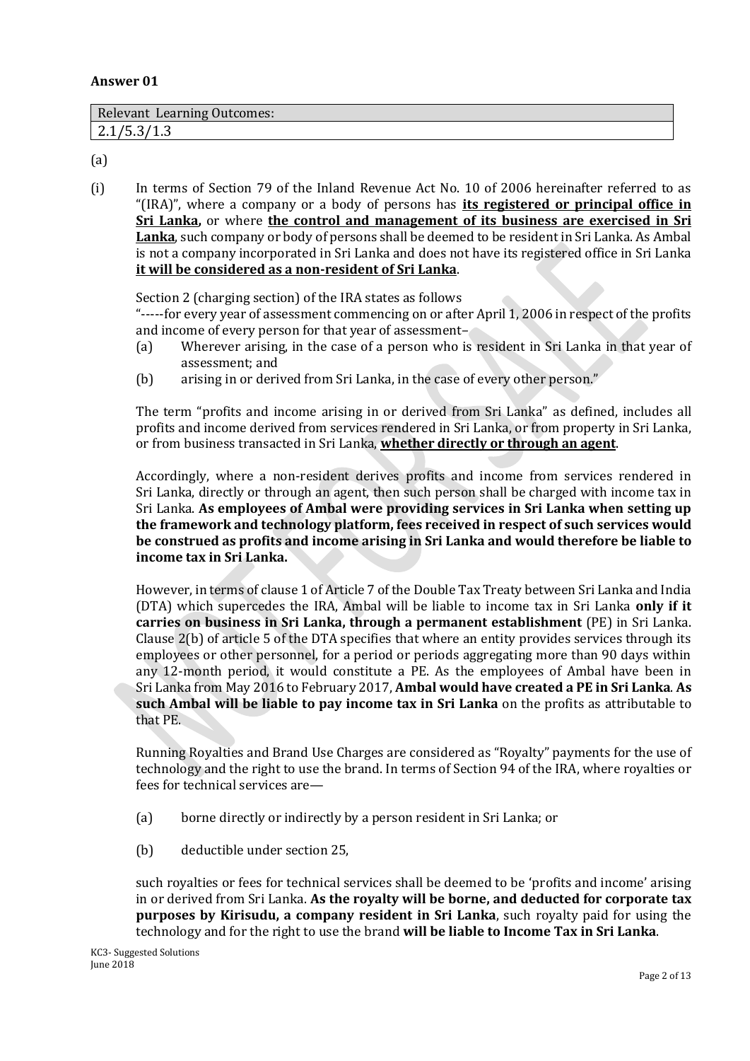## Answer 01

| Relevant Learning Outcomes: |
|---|
| 2.1/5.3/1.3 |

(a)

(i) In terms of Section 79 of the Inland Revenue Act No. 10 of 2006 hereinafter referred to as "(IRA)", where a company or a body of persons has **its registered or principal office in Sri Lanka,** or where **the control and management of its business are exercised in Sri Lanka**, such company or body of persons shall be deemed to be resident in Sri Lanka. As Ambal is not a company incorporated in Sri Lanka and does not have its registered office in Sri Lanka **it will be considered as a non-resident of Sri Lanka**.

Section 2 (charging section) of the IRA states as follows

"-----for every year of assessment commencing on or after April 1, 2006 in respect of the profits and income of every person for that year of assessment–

(a) Wherever arising, in the case of a person who is resident in Sri Lanka in that year of assessment; and
(b) arising in or derived from Sri Lanka, in the case of every other person."

The term "profits and income arising in or derived from Sri Lanka" as defined, includes all profits and income derived from services rendered in Sri Lanka, or from property in Sri Lanka, or from business transacted in Sri Lanka, **whether directly or through an agent**.

Accordingly, where a non-resident derives profits and income from services rendered in Sri Lanka, directly or through an agent, then such person shall be charged with income tax in Sri Lanka. **As employees of Ambal were providing services in Sri Lanka when setting up the framework and technology platform, fees received in respect of such services would be construed as profits and income arising in Sri Lanka and would therefore be liable to income tax in Sri Lanka.**

However, in terms of clause 1 of Article 7 of the Double Tax Treaty between Sri Lanka and India (DTA) which supercedes the IRA, Ambal will be liable to income tax in Sri Lanka **only if it carries on business in Sri Lanka, through a permanent establishment** (PE) in Sri Lanka. Clause 2(b) of article 5 of the DTA specifies that where an entity provides services through its employees or other personnel, for a period or periods aggregating more than 90 days within any 12-month period, it would constitute a PE. As the employees of Ambal have been in Sri Lanka from May 2016 to February 2017, **Ambal would have created a PE in Sri Lanka**. **As such Ambal will be liable to pay income tax in Sri Lanka** on the profits as attributable to that PE.

Running Royalties and Brand Use Charges are considered as "Royalty" payments for the use of technology and the right to use the brand. In terms of Section 94 of the IRA, where royalties or fees for technical services are—

(a) borne directly or indirectly by a person resident in Sri Lanka; or

(b) deductible under section 25,

such royalties or fees for technical services shall be deemed to be 'profits and income' arising in or derived from Sri Lanka. **As the royalty will be borne, and deducted for corporate tax purposes by Kirisudu, a company resident in Sri Lanka**, such royalty paid for using the technology and for the right to use the brand **will be liable to Income Tax in Sri Lanka**.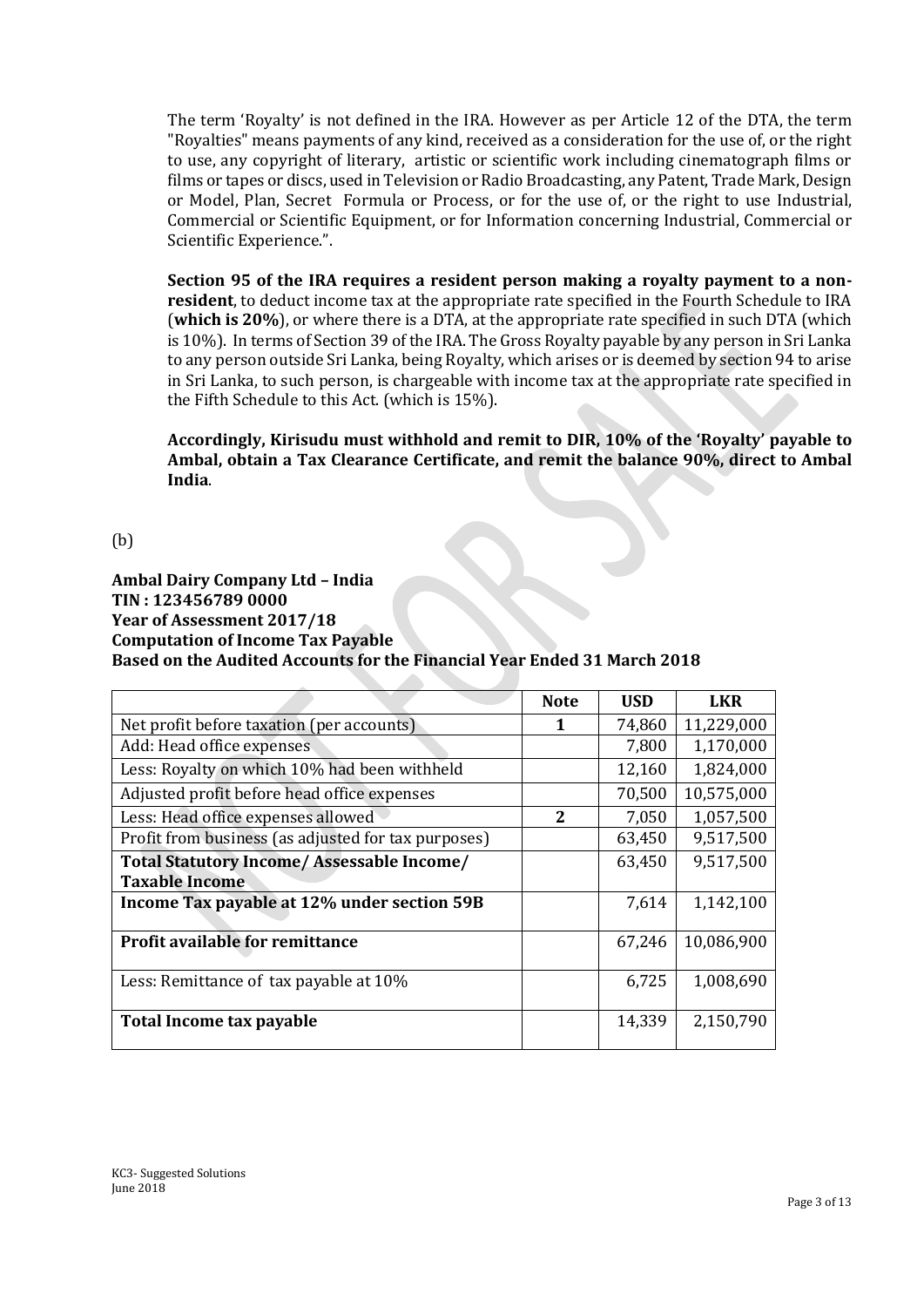The term 'Royalty' is not defined in the IRA. However as per Article 12 of the DTA, the term "Royalties" means payments of any kind, received as a consideration for the use of, or the right to use, any copyright of literary, artistic or scientific work including cinematograph films or films or tapes or discs, used in Television or Radio Broadcasting, any Patent, Trade Mark, Design or Model, Plan, Secret Formula or Process, or for the use of, or the right to use Industrial, Commercial or Scientific Equipment, or for Information concerning Industrial, Commercial or Scientific Experience.".

**Section 95 of the IRA requires a resident person making a royalty payment to a non-resident**, to deduct income tax at the appropriate rate specified in the Fourth Schedule to IRA (**which is 20%**), or where there is a DTA, at the appropriate rate specified in such DTA (which is 10%). In terms of Section 39 of the IRA. The Gross Royalty payable by any person in Sri Lanka to any person outside Sri Lanka, being Royalty, which arises or is deemed by section 94 to arise in Sri Lanka, to such person, is chargeable with income tax at the appropriate rate specified in the Fifth Schedule to this Act. (which is 15%).

**Accordingly, Kirisudu must withhold and remit to DIR, 10% of the 'Royalty' payable to Ambal, obtain a Tax Clearance Certificate, and remit the balance 90%, direct to Ambal India**.

(b)

**Ambal Dairy Company Ltd – India**
**TIN : 123456789 0000**
**Year of Assessment 2017/18**
**Computation of Income Tax Payable**
**Based on the Audited Accounts for the Financial Year Ended 31 March 2018**

| | Note | USD | LKR |
|---|---|---|---|
| Net profit before taxation (per accounts) | 1 | 74,860 | 11,229,000 |
| Add: Head office expenses | | 7,800 | 1,170,000 |
| Less: Royalty on which 10% had been withheld | | 12,160 | 1,824,000 |
| Adjusted profit before head office expenses | | 70,500 | 10,575,000 |
| Less: Head office expenses allowed | 2 | 7,050 | 1,057,500 |
| Profit from business (as adjusted for tax purposes) | | 63,450 | 9,517,500 |
| **Total Statutory Income/ Assessable Income/ Taxable Income** | | 63,450 | 9,517,500 |
| **Income Tax payable at 12% under section 59B** | | 7,614 | 1,142,100 |
| **Profit available for remittance** | | 67,246 | 10,086,900 |
| Less: Remittance of tax payable at 10% | | 6,725 | 1,008,690 |
| **Total Income tax payable** | | 14,339 | 2,150,790 |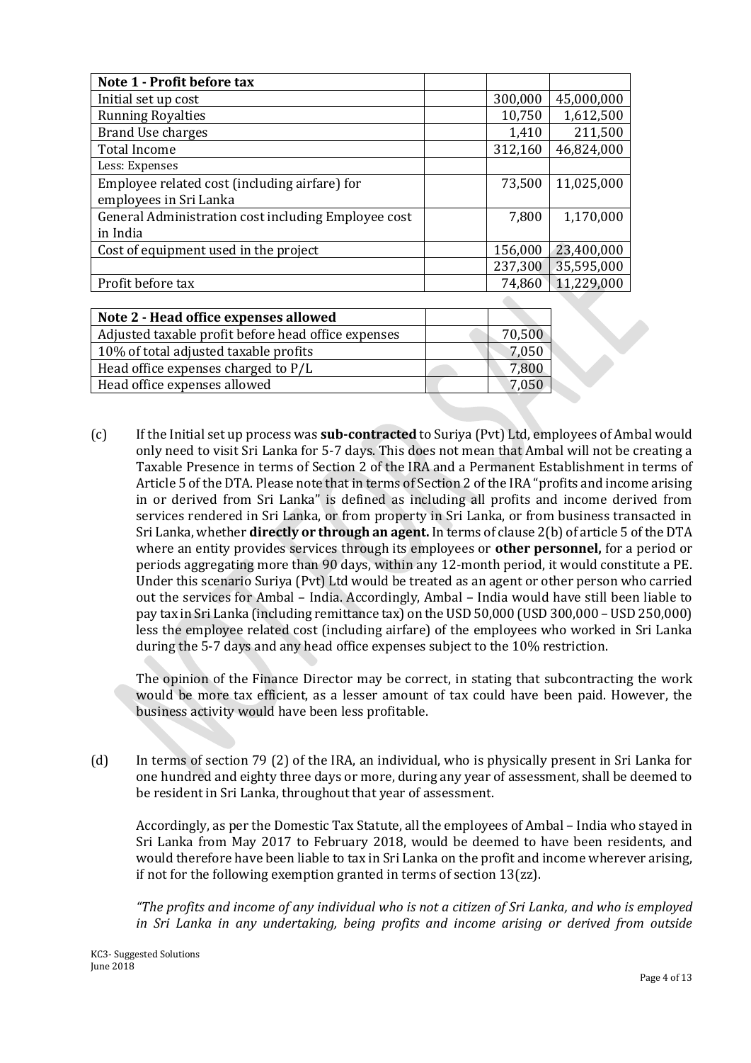| Note 1 - Profit before tax | | | |
|---|---|---|---|
| Initial set up cost | | 300,000 | 45,000,000 |
| Running Royalties | | 10,750 | 1,612,500 |
| Brand Use charges | | 1,410 | 211,500 |
| Total Income | | 312,160 | 46,824,000 |
| Less: Expenses | | | |
| Employee related cost (including airfare) for employees in Sri Lanka | | 73,500 | 11,025,000 |
| General Administration cost including Employee cost in India | | 7,800 | 1,170,000 |
| Cost of equipment used in the project | | 156,000 | 23,400,000 |
| | | 237,300 | 35,595,000 |
| Profit before tax | | 74,860 | 11,229,000 |

| Note 2 - Head office expenses allowed | | |
|---|---|---|
| Adjusted taxable profit before head office expenses | | 70,500 |
| 10% of total adjusted taxable profits | | 7,050 |
| Head office expenses charged to P/L | | 7,800 |
| Head office expenses allowed | | 7,050 |

(c) If the Initial set up process was **sub-contracted** to Suriya (Pvt) Ltd, employees of Ambal would only need to visit Sri Lanka for 5-7 days. This does not mean that Ambal will not be creating a Taxable Presence in terms of Section 2 of the IRA and a Permanent Establishment in terms of Article 5 of the DTA. Please note that in terms of Section 2 of the IRA "profits and income arising in or derived from Sri Lanka" is defined as including all profits and income derived from services rendered in Sri Lanka, or from property in Sri Lanka, or from business transacted in Sri Lanka, whether **directly or through an agent.** In terms of clause 2(b) of article 5 of the DTA where an entity provides services through its employees or **other personnel,** for a period or periods aggregating more than 90 days, within any 12-month period, it would constitute a PE. Under this scenario Suriya (Pvt) Ltd would be treated as an agent or other person who carried out the services for Ambal – India. Accordingly, Ambal – India would have still been liable to pay tax in Sri Lanka (including remittance tax) on the USD 50,000 (USD 300,000 – USD 250,000) less the employee related cost (including airfare) of the employees who worked in Sri Lanka during the 5-7 days and any head office expenses subject to the 10% restriction.

The opinion of the Finance Director may be correct, in stating that subcontracting the work would be more tax efficient, as a lesser amount of tax could have been paid. However, the business activity would have been less profitable.

(d) In terms of section 79 (2) of the IRA, an individual, who is physically present in Sri Lanka for one hundred and eighty three days or more, during any year of assessment, shall be deemed to be resident in Sri Lanka, throughout that year of assessment.

Accordingly, as per the Domestic Tax Statute, all the employees of Ambal – India who stayed in Sri Lanka from May 2017 to February 2018, would be deemed to have been residents, and would therefore have been liable to tax in Sri Lanka on the profit and income wherever arising, if not for the following exemption granted in terms of section 13(zz).

*"The profits and income of any individual who is not a citizen of Sri Lanka, and who is employed in Sri Lanka in any undertaking, being profits and income arising or derived from outside*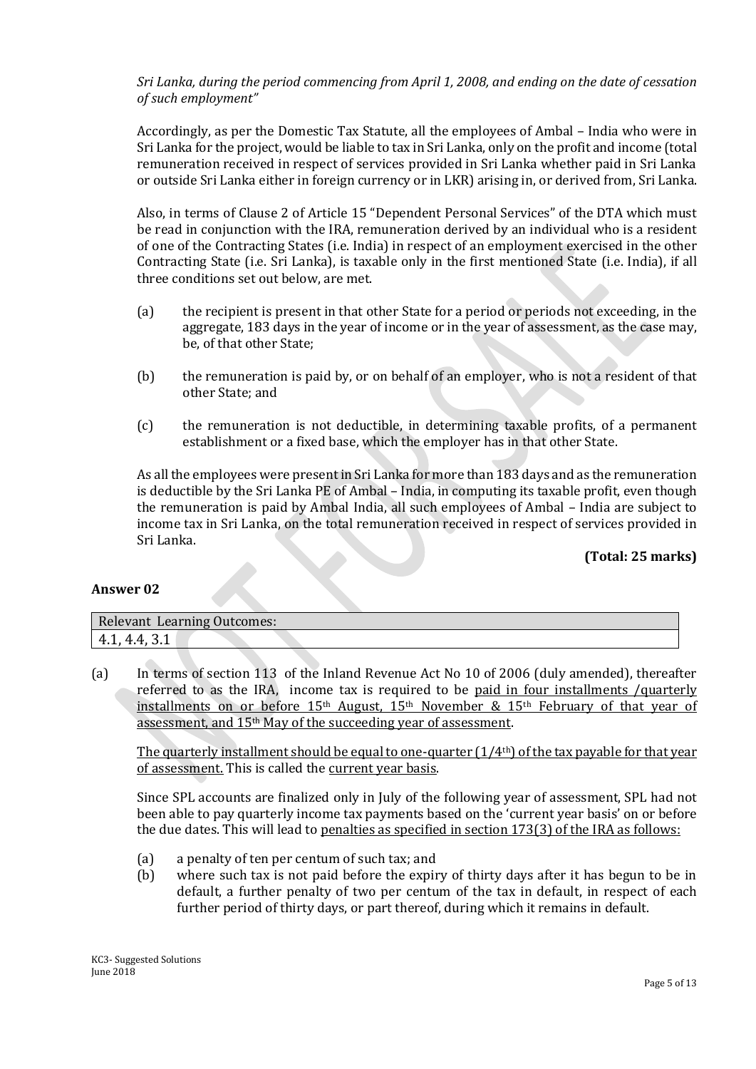*Sri Lanka, during the period commencing from April 1, 2008, and ending on the date of cessation of such employment"*

Accordingly, as per the Domestic Tax Statute, all the employees of Ambal – India who were in Sri Lanka for the project, would be liable to tax in Sri Lanka, only on the profit and income (total remuneration received in respect of services provided in Sri Lanka whether paid in Sri Lanka or outside Sri Lanka either in foreign currency or in LKR) arising in, or derived from, Sri Lanka.

Also, in terms of Clause 2 of Article 15 "Dependent Personal Services" of the DTA which must be read in conjunction with the IRA, remuneration derived by an individual who is a resident of one of the Contracting States (i.e. India) in respect of an employment exercised in the other Contracting State (i.e. Sri Lanka), is taxable only in the first mentioned State (i.e. India), if all three conditions set out below, are met.

(a) the recipient is present in that other State for a period or periods not exceeding, in the aggregate, 183 days in the year of income or in the year of assessment, as the case may, be, of that other State;

(b) the remuneration is paid by, or on behalf of an employer, who is not a resident of that other State; and

(c) the remuneration is not deductible, in determining taxable profits, of a permanent establishment or a fixed base, which the employer has in that other State.

As all the employees were present in Sri Lanka for more than 183 days and as the remuneration is deductible by the Sri Lanka PE of Ambal – India, in computing its taxable profit, even though the remuneration is paid by Ambal India, all such employees of Ambal – India are subject to income tax in Sri Lanka, on the total remuneration received in respect of services provided in Sri Lanka.

**(Total: 25 marks)**

### Answer 02

| Relevant Learning Outcomes: |
|---|
| 4.1, 4.4, 3.1 |

(a) In terms of section 113 of the Inland Revenue Act No 10 of 2006 (duly amended), thereafter referred to as the IRA, income tax is required to be paid in four installments /quarterly installments on or before 15th August, 15th November & 15th February of that year of assessment, and 15th May of the succeeding year of assessment.

The quarterly installment should be equal to one-quarter (1/4th) of the tax payable for that year of assessment. This is called the current year basis.

Since SPL accounts are finalized only in July of the following year of assessment, SPL had not been able to pay quarterly income tax payments based on the 'current year basis' on or before the due dates. This will lead to penalties as specified in section 173(3) of the IRA as follows:

(a) a penalty of ten per centum of such tax; and

(b) where such tax is not paid before the expiry of thirty days after it has begun to be in default, a further penalty of two per centum of the tax in default, in respect of each further period of thirty days, or part thereof, during which it remains in default.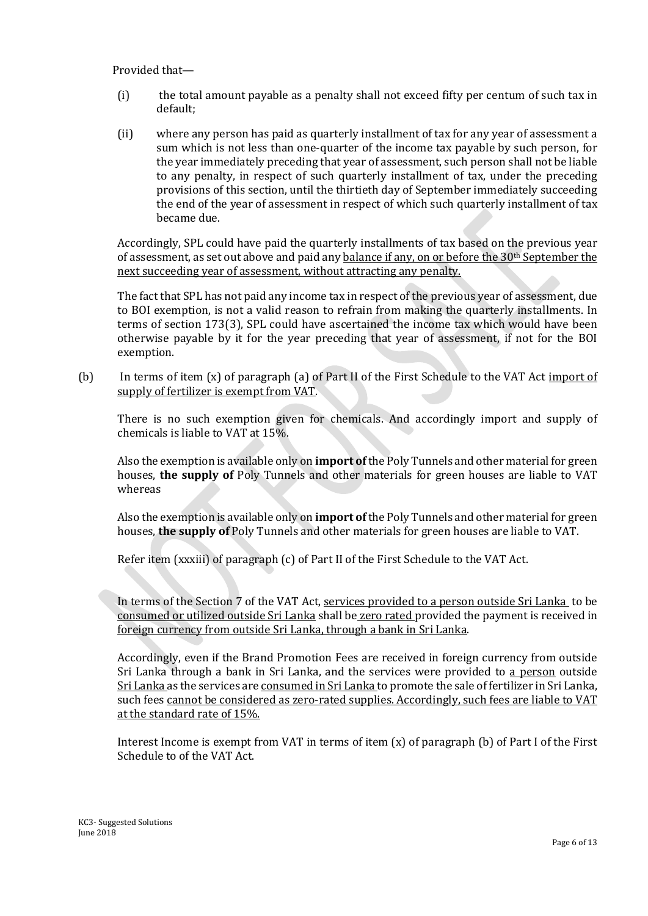Provided that—

(i) the total amount payable as a penalty shall not exceed fifty per centum of such tax in default;

(ii) where any person has paid as quarterly installment of tax for any year of assessment a sum which is not less than one-quarter of the income tax payable by such person, for the year immediately preceding that year of assessment, such person shall not be liable to any penalty, in respect of such quarterly installment of tax, under the preceding provisions of this section, until the thirtieth day of September immediately succeeding the end of the year of assessment in respect of which such quarterly installment of tax became due.

Accordingly, SPL could have paid the quarterly installments of tax based on the previous year of assessment, as set out above and paid any balance if any, on or before the 30th September the next succeeding year of assessment, without attracting any penalty.

The fact that SPL has not paid any income tax in respect of the previous year of assessment, due to BOI exemption, is not a valid reason to refrain from making the quarterly installments. In terms of section 173(3), SPL could have ascertained the income tax which would have been otherwise payable by it for the year preceding that year of assessment, if not for the BOI exemption.

(b) In terms of item (x) of paragraph (a) of Part II of the First Schedule to the VAT Act import of supply of fertilizer is exempt from VAT.

There is no such exemption given for chemicals. And accordingly import and supply of chemicals is liable to VAT at 15%.

Also the exemption is available only on **import of** the Poly Tunnels and other material for green houses, **the supply of** Poly Tunnels and other materials for green houses are liable to VAT whereas

Also the exemption is available only on **import of** the Poly Tunnels and other material for green houses, **the supply of** Poly Tunnels and other materials for green houses are liable to VAT.

Refer item (xxxiii) of paragraph (c) of Part II of the First Schedule to the VAT Act.

In terms of the Section 7 of the VAT Act, services provided to a person outside Sri Lanka to be consumed or utilized outside Sri Lanka shall be zero rated provided the payment is received in foreign currency from outside Sri Lanka, through a bank in Sri Lanka.

Accordingly, even if the Brand Promotion Fees are received in foreign currency from outside Sri Lanka through a bank in Sri Lanka, and the services were provided to a person outside Sri Lanka as the services are consumed in Sri Lanka to promote the sale of fertilizer in Sri Lanka, such fees cannot be considered as zero-rated supplies. Accordingly, such fees are liable to VAT at the standard rate of 15%.

Interest Income is exempt from VAT in terms of item (x) of paragraph (b) of Part I of the First Schedule to of the VAT Act.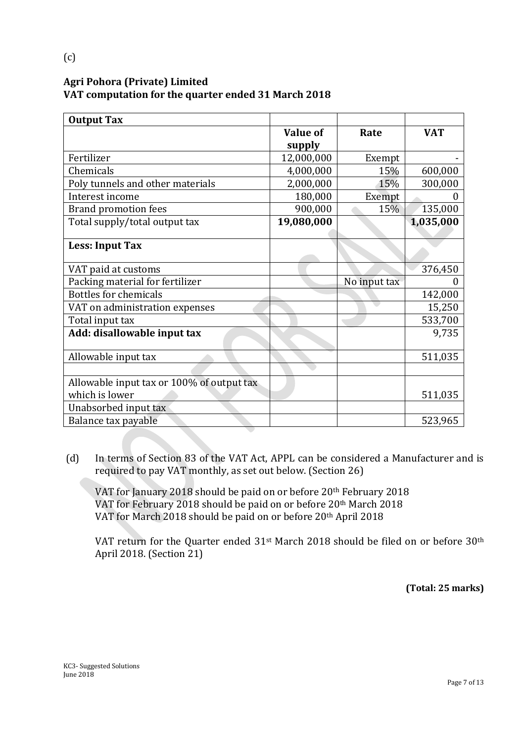(c)

**Agri Pohora (Private) Limited**
**VAT computation for the quarter ended 31 March 2018**

| **Output Tax** | | | |
|---|---|---|---|
| | **Value of supply** | **Rate** | **VAT** |
| Fertilizer | 12,000,000 | Exempt | - |
| Chemicals | 4,000,000 | 15% | 600,000 |
| Poly tunnels and other materials | 2,000,000 | 15% | 300,000 |
| Interest income | 180,000 | Exempt | 0 |
| Brand promotion fees | 900,000 | 15% | 135,000 |
| Total supply/total output tax | **19,080,000** | | **1,035,000** |
| **Less: Input Tax** | | | |
| VAT paid at customs | | | 376,450 |
| Packing material for fertilizer | | No input tax | 0 |
| Bottles for chemicals | | | 142,000 |
| VAT on administration expenses | | | 15,250 |
| Total input tax | | | 533,700 |
| **Add: disallowable input tax** | | | 9,735 |
| Allowable input tax | | | 511,035 |
| | | | |
| Allowable input tax or 100% of output tax which is lower | | | 511,035 |
| Unabsorbed input tax | | | |
| Balance tax payable | | | 523,965 |

(d) In terms of Section 83 of the VAT Act, APPL can be considered a Manufacturer and is required to pay VAT monthly, as set out below. (Section 26)

VAT for January 2018 should be paid on or before 20th February 2018
VAT for February 2018 should be paid on or before 20th March 2018
VAT for March 2018 should be paid on or before 20th April 2018

VAT return for the Quarter ended 31st March 2018 should be filed on or before 30th April 2018. (Section 21)

**(Total: 25 marks)**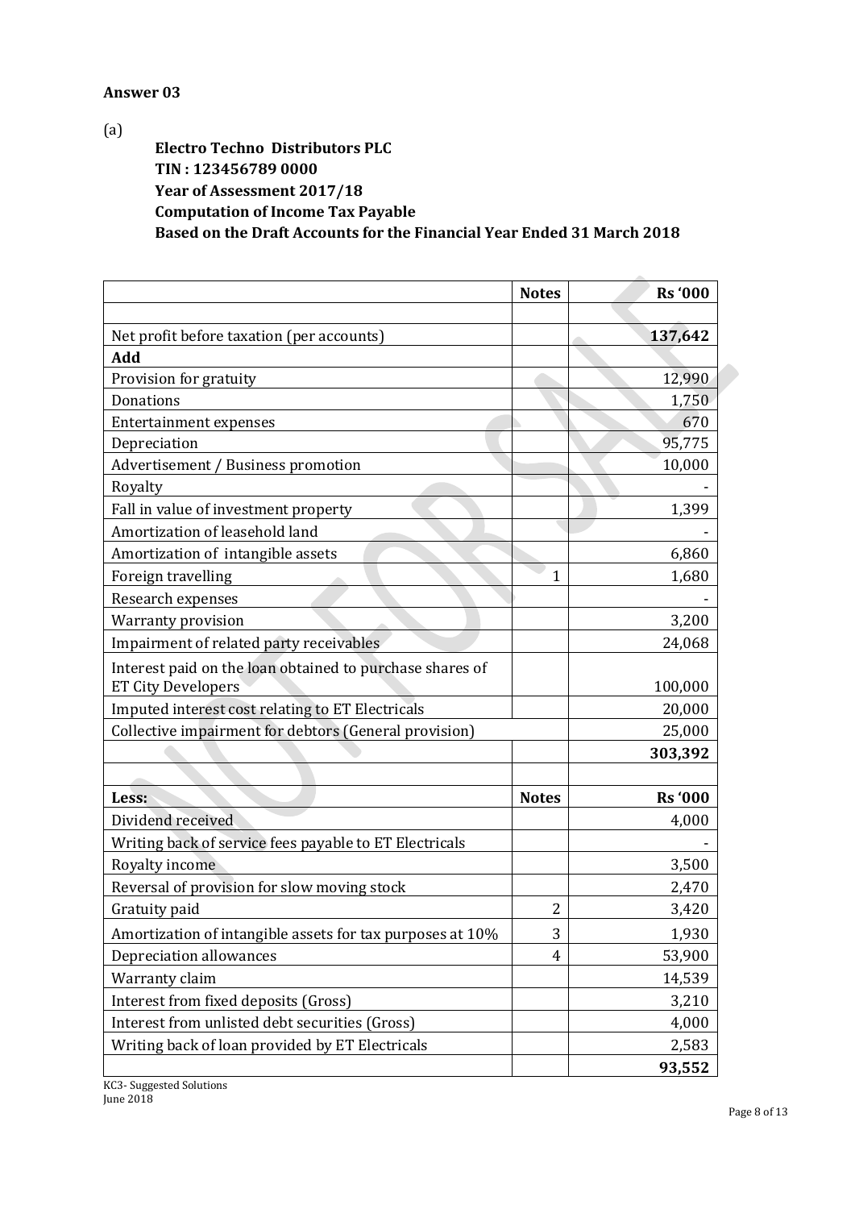**Answer 03**

(a)

**Electro Techno Distributors PLC**
**TIN : 123456789 0000**
**Year of Assessment 2017/18**
**Computation of Income Tax Payable**
**Based on the Draft Accounts for the Financial Year Ended 31 March 2018**

| | Notes | Rs '000 |
|---|---|---|
| | | |
| Net profit before taxation (per accounts) | | **137,642** |
| **Add** | | |
| Provision for gratuity | | 12,990 |
| Donations | | 1,750 |
| Entertainment expenses | | 670 |
| Depreciation | | 95,775 |
| Advertisement / Business promotion | | 10,000 |
| Royalty | | - |
| Fall in value of investment property | | 1,399 |
| Amortization of leasehold land | | - |
| Amortization of intangible assets | | 6,860 |
| Foreign travelling | 1 | 1,680 |
| Research expenses | | - |
| Warranty provision | | 3,200 |
| Impairment of related party receivables | | 24,068 |
| Interest paid on the loan obtained to purchase shares of ET City Developers | | 100,000 |
| Imputed interest cost relating to ET Electricals | | 20,000 |
| Collective impairment for debtors (General provision) | | 25,000 |
| | | **303,392** |
| | | |
| **Less:** | **Notes** | **Rs '000** |
| Dividend received | | 4,000 |
| Writing back of service fees payable to ET Electricals | | - |
| Royalty income | | 3,500 |
| Reversal of provision for slow moving stock | | 2,470 |
| Gratuity paid | 2 | 3,420 |
| Amortization of intangible assets for tax purposes at 10% | 3 | 1,930 |
| Depreciation allowances | 4 | 53,900 |
| Warranty claim | | 14,539 |
| Interest from fixed deposits (Gross) | | 3,210 |
| Interest from unlisted debt securities (Gross) | | 4,000 |
| Writing back of loan provided by ET Electricals | | 2,583 |
| | | **93,552** |

KC3- Suggested Solutions
June 2018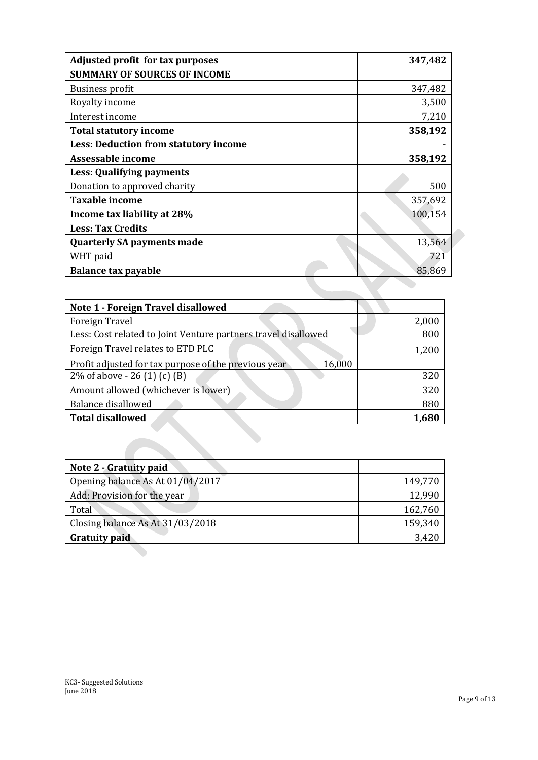| Adjusted profit for tax purposes | | 347,482 |
|---|---|---|
| **SUMMARY OF SOURCES OF INCOME** | | |
| Business profit | | 347,482 |
| Royalty income | | 3,500 |
| Interest income | | 7,210 |
| **Total statutory income** | | **358,192** |
| **Less: Deduction from statutory income** | | - |
| **Assessable income** | | **358,192** |
| **Less: Qualifying payments** | | |
| Donation to approved charity | | 500 |
| **Taxable income** | | 357,692 |
| **Income tax liability at 28%** | | 100,154 |
| **Less: Tax Credits** | | |
| **Quarterly SA payments made** | | 13,564 |
| WHT paid | | 721 |
| **Balance tax payable** | | 85,869 |

| Note 1 - Foreign Travel disallowed | | |
|---|---|---|
| Foreign Travel | | 2,000 |
| Less: Cost related to Joint Venture partners travel disallowed | | 800 |
| Foreign Travel relates to ETD PLC | | 1,200 |
| Profit adjusted for tax purpose of the previous year | 16,000 | |
| 2% of above - 26 (1) (c) (B) | | 320 |
| Amount allowed (whichever is lower) | | 320 |
| Balance disallowed | | 880 |
| **Total disallowed** | | **1,680** |

| Note 2 - Gratuity paid | |
|---|---|
| Opening balance As At 01/04/2017 | 149,770 |
| Add: Provision for the year | 12,990 |
| Total | 162,760 |
| Closing balance As At 31/03/2018 | 159,340 |
| **Gratuity paid** | 3,420 |

KC3- Suggested Solutions
June 2018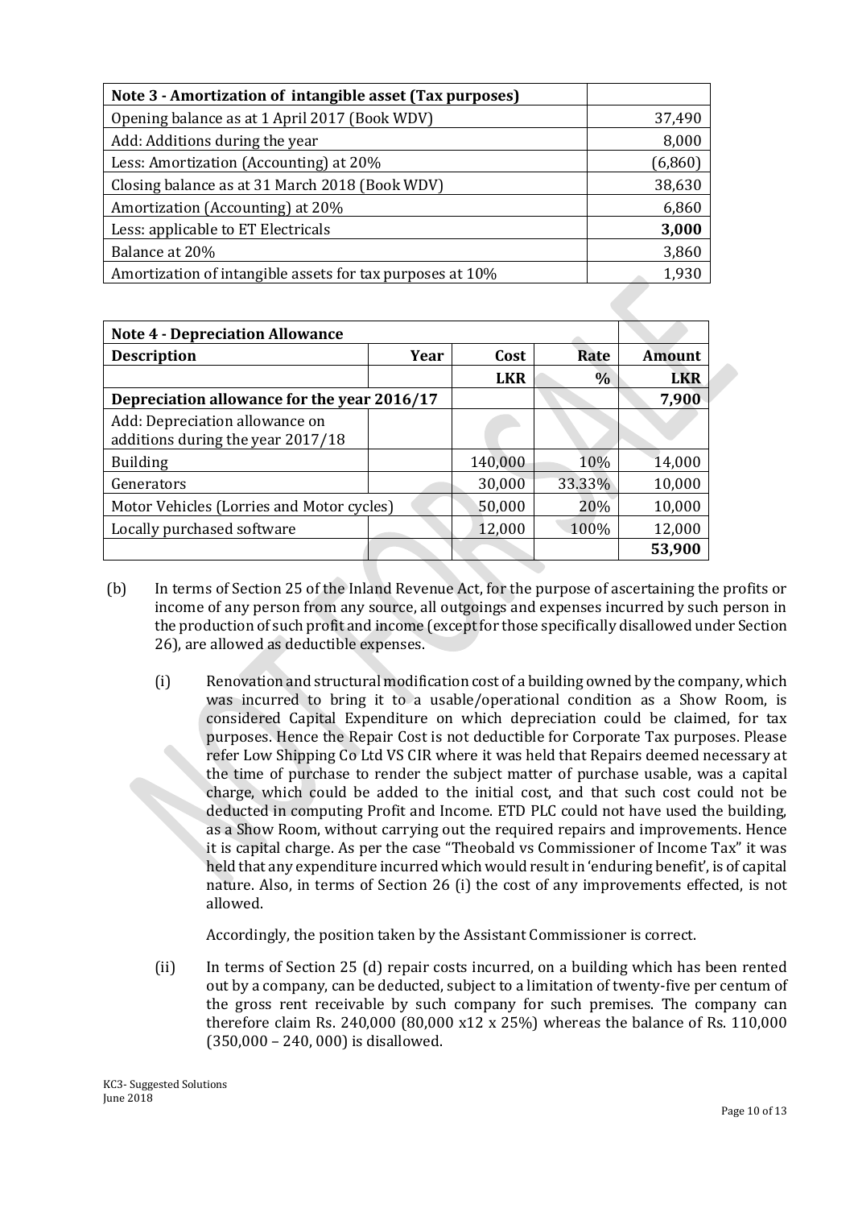| Note 3 - Amortization of intangible asset (Tax purposes) | |
|---|---|
| Opening balance as at 1 April 2017 (Book WDV) | 37,490 |
| Add: Additions during the year | 8,000 |
| Less: Amortization (Accounting) at 20% | (6,860) |
| Closing balance as at 31 March 2018 (Book WDV) | 38,630 |
| Amortization (Accounting) at 20% | 6,860 |
| Less: applicable to ET Electricals | **3,000** |
| Balance at 20% | 3,860 |
| Amortization of intangible assets for tax purposes at 10% | 1,930 |

| Note 4 - Depreciation Allowance | | | | |
|---|---|---|---|---|
| **Description** | **Year** | **Cost** | **Rate** | **Amount** |
| | | **LKR** | **%** | **LKR** |
| **Depreciation allowance for the year 2016/17** | | | | **7,900** |
| Add: Depreciation allowance on additions during the year 2017/18 | | | | |
| Building | | 140,000 | 10% | 14,000 |
| Generators | | 30,000 | 33.33% | 10,000 |
| Motor Vehicles (Lorries and Motor cycles) | | 50,000 | 20% | 10,000 |
| Locally purchased software | | 12,000 | 100% | 12,000 |
| | | | | **53,900** |

(b) In terms of Section 25 of the Inland Revenue Act, for the purpose of ascertaining the profits or income of any person from any source, all outgoings and expenses incurred by such person in the production of such profit and income (except for those specifically disallowed under Section 26), are allowed as deductible expenses.

(i) Renovation and structural modification cost of a building owned by the company, which was incurred to bring it to a usable/operational condition as a Show Room, is considered Capital Expenditure on which depreciation could be claimed, for tax purposes. Hence the Repair Cost is not deductible for Corporate Tax purposes. Please refer Low Shipping Co Ltd VS CIR where it was held that Repairs deemed necessary at the time of purchase to render the subject matter of purchase usable, was a capital charge, which could be added to the initial cost, and that such cost could not be deducted in computing Profit and Income. ETD PLC could not have used the building, as a Show Room, without carrying out the required repairs and improvements. Hence it is capital charge. As per the case "Theobald vs Commissioner of Income Tax" it was held that any expenditure incurred which would result in 'enduring benefit', is of capital nature. Also, in terms of Section 26 (i) the cost of any improvements effected, is not allowed.

Accordingly, the position taken by the Assistant Commissioner is correct.

(ii) In terms of Section 25 (d) repair costs incurred, on a building which has been rented out by a company, can be deducted, subject to a limitation of twenty-five per centum of the gross rent receivable by such company for such premises. The company can therefore claim Rs. 240,000 (80,000 x12 x 25%) whereas the balance of Rs. 110,000 (350,000 – 240, 000) is disallowed.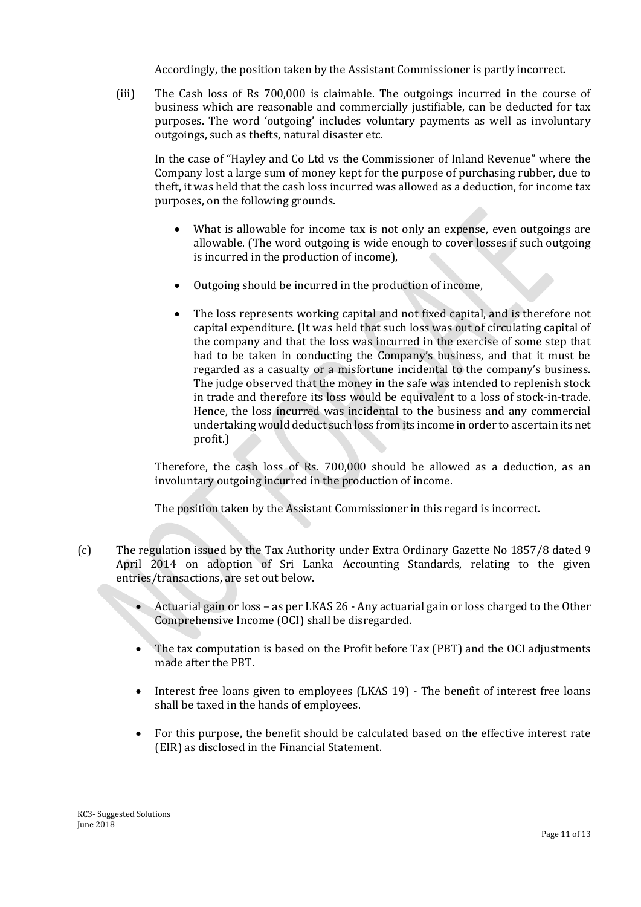Accordingly, the position taken by the Assistant Commissioner is partly incorrect.

(iii) The Cash loss of Rs 700,000 is claimable. The outgoings incurred in the course of business which are reasonable and commercially justifiable, can be deducted for tax purposes. The word 'outgoing' includes voluntary payments as well as involuntary outgoings, such as thefts, natural disaster etc.

In the case of "Hayley and Co Ltd vs the Commissioner of Inland Revenue" where the Company lost a large sum of money kept for the purpose of purchasing rubber, due to theft, it was held that the cash loss incurred was allowed as a deduction, for income tax purposes, on the following grounds.

- What is allowable for income tax is not only an expense, even outgoings are allowable. (The word outgoing is wide enough to cover losses if such outgoing is incurred in the production of income),
- Outgoing should be incurred in the production of income,
- The loss represents working capital and not fixed capital, and is therefore not capital expenditure. (It was held that such loss was out of circulating capital of the company and that the loss was incurred in the exercise of some step that had to be taken in conducting the Company's business, and that it must be regarded as a casualty or a misfortune incidental to the company's business. The judge observed that the money in the safe was intended to replenish stock in trade and therefore its loss would be equivalent to a loss of stock-in-trade. Hence, the loss incurred was incidental to the business and any commercial undertaking would deduct such loss from its income in order to ascertain its net profit.)

Therefore, the cash loss of Rs. 700,000 should be allowed as a deduction, as an involuntary outgoing incurred in the production of income.

The position taken by the Assistant Commissioner in this regard is incorrect.

(c) The regulation issued by the Tax Authority under Extra Ordinary Gazette No 1857/8 dated 9 April 2014 on adoption of Sri Lanka Accounting Standards, relating to the given entries/transactions, are set out below.

- Actuarial gain or loss – as per LKAS 26 - Any actuarial gain or loss charged to the Other Comprehensive Income (OCI) shall be disregarded.
- The tax computation is based on the Profit before Tax (PBT) and the OCI adjustments made after the PBT.
- Interest free loans given to employees (LKAS 19) - The benefit of interest free loans shall be taxed in the hands of employees.
- For this purpose, the benefit should be calculated based on the effective interest rate (EIR) as disclosed in the Financial Statement.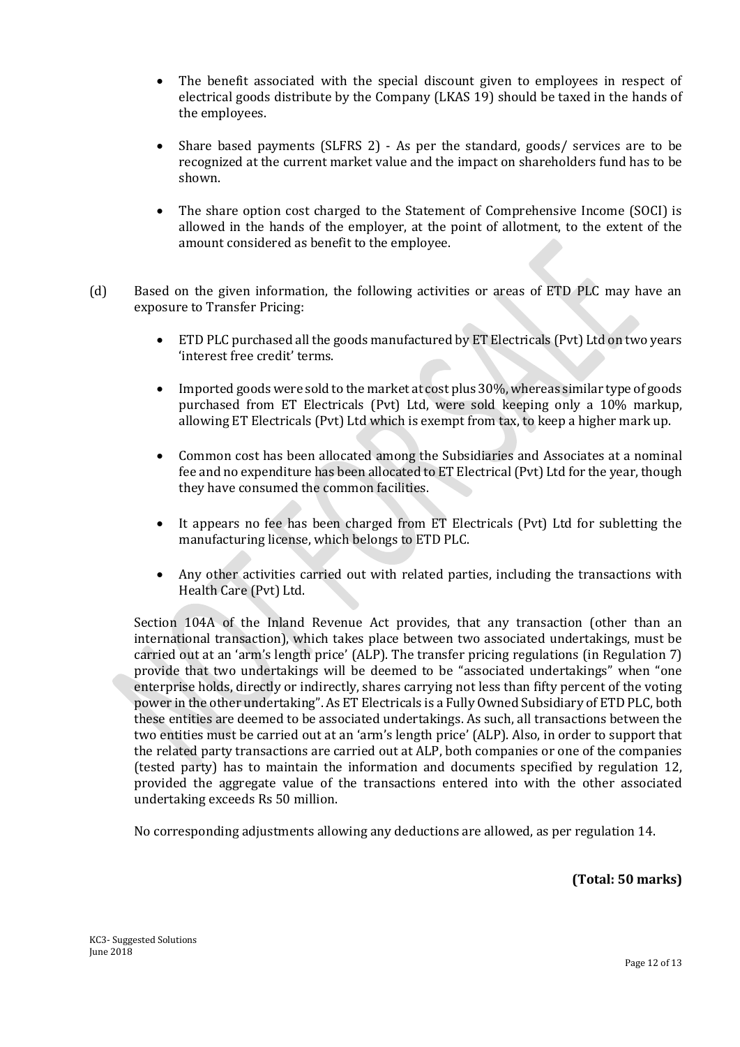- The benefit associated with the special discount given to employees in respect of electrical goods distribute by the Company (LKAS 19) should be taxed in the hands of the employees.

- Share based payments (SLFRS 2) - As per the standard, goods/ services are to be recognized at the current market value and the impact on shareholders fund has to be shown.

- The share option cost charged to the Statement of Comprehensive Income (SOCI) is allowed in the hands of the employer, at the point of allotment, to the extent of the amount considered as benefit to the employee.

(d) Based on the given information, the following activities or areas of ETD PLC may have an exposure to Transfer Pricing:

- ETD PLC purchased all the goods manufactured by ET Electricals (Pvt) Ltd on two years 'interest free credit' terms.

- Imported goods were sold to the market at cost plus 30%, whereas similar type of goods purchased from ET Electricals (Pvt) Ltd, were sold keeping only a 10% markup, allowing ET Electricals (Pvt) Ltd which is exempt from tax, to keep a higher mark up.

- Common cost has been allocated among the Subsidiaries and Associates at a nominal fee and no expenditure has been allocated to ET Electrical (Pvt) Ltd for the year, though they have consumed the common facilities.

- It appears no fee has been charged from ET Electricals (Pvt) Ltd for subletting the manufacturing license, which belongs to ETD PLC.

- Any other activities carried out with related parties, including the transactions with Health Care (Pvt) Ltd.

Section 104A of the Inland Revenue Act provides, that any transaction (other than an international transaction), which takes place between two associated undertakings, must be carried out at an 'arm's length price' (ALP). The transfer pricing regulations (in Regulation 7) provide that two undertakings will be deemed to be "associated undertakings" when "one enterprise holds, directly or indirectly, shares carrying not less than fifty percent of the voting power in the other undertaking". As ET Electricals is a Fully Owned Subsidiary of ETD PLC, both these entities are deemed to be associated undertakings. As such, all transactions between the two entities must be carried out at an 'arm's length price' (ALP). Also, in order to support that the related party transactions are carried out at ALP, both companies or one of the companies (tested party) has to maintain the information and documents specified by regulation 12, provided the aggregate value of the transactions entered into with the other associated undertaking exceeds Rs 50 million.

No corresponding adjustments allowing any deductions are allowed, as per regulation 14.

**(Total: 50 marks)**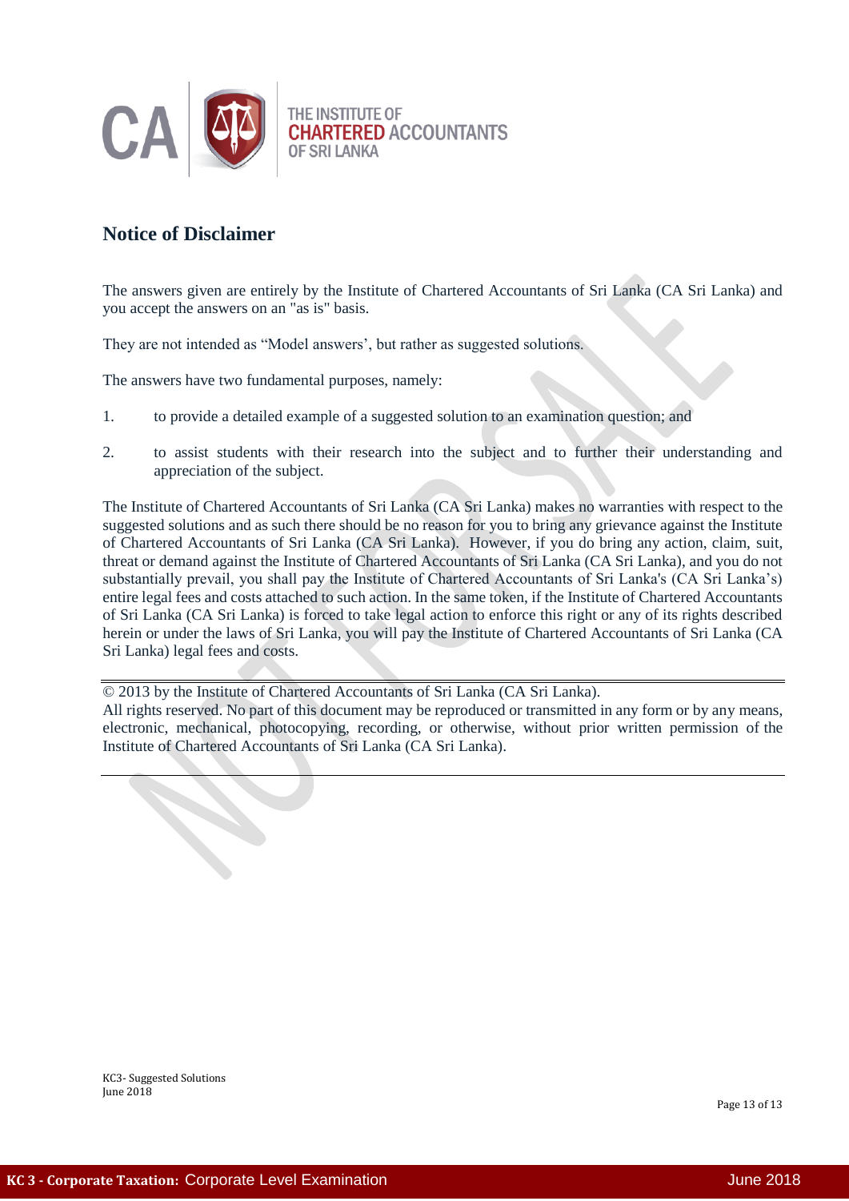# Notice of Disclaimer

The answers given are entirely by the Institute of Chartered Accountants of Sri Lanka (CA Sri Lanka) and you accept the answers on an "as is" basis.

They are not intended as "Model answers', but rather as suggested solutions.

The answers have two fundamental purposes, namely:

1. to provide a detailed example of a suggested solution to an examination question; and
2. to assist students with their research into the subject and to further their understanding and appreciation of the subject.

The Institute of Chartered Accountants of Sri Lanka (CA Sri Lanka) makes no warranties with respect to the suggested solutions and as such there should be no reason for you to bring any grievance against the Institute of Chartered Accountants of Sri Lanka (CA Sri Lanka). However, if you do bring any action, claim, suit, threat or demand against the Institute of Chartered Accountants of Sri Lanka (CA Sri Lanka), and you do not substantially prevail, you shall pay the Institute of Chartered Accountants of Sri Lanka's (CA Sri Lanka's) entire legal fees and costs attached to such action. In the same token, if the Institute of Chartered Accountants of Sri Lanka (CA Sri Lanka) is forced to take legal action to enforce this right or any of its rights described herein or under the laws of Sri Lanka, you will pay the Institute of Chartered Accountants of Sri Lanka (CA Sri Lanka) legal fees and costs.

---

© 2013 by the Institute of Chartered Accountants of Sri Lanka (CA Sri Lanka).
All rights reserved. No part of this document may be reproduced or transmitted in any form or by any means, electronic, mechanical, photocopying, recording, or otherwise, without prior written permission of the Institute of Chartered Accountants of Sri Lanka (CA Sri Lanka).